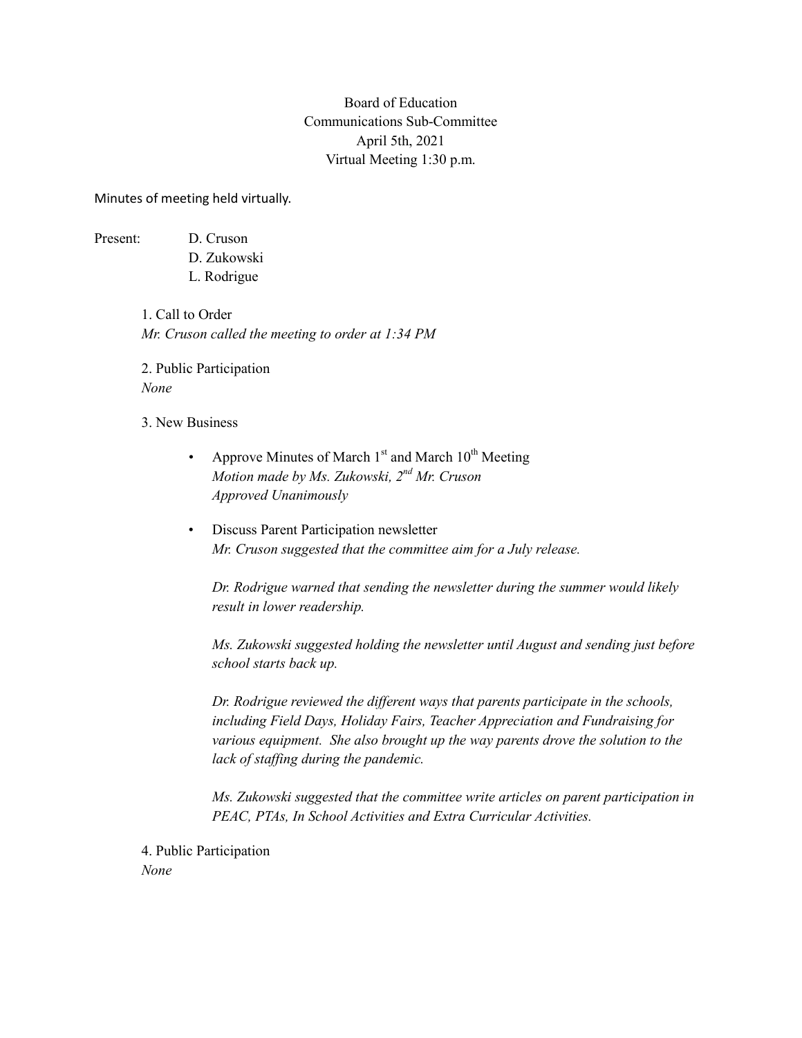# Board of Education
## Communications Sub-Committee
April 5th, 2021
Virtual Meeting 1:30 p.m.

Minutes of meeting held virtually.

Present: D. Cruson
D. Zukowski
L. Rodrigue

1. Call to Order
*Mr. Cruson called the meeting to order at 1:34 PM*

2. Public Participation
*None*

3. New Business

- Approve Minutes of March 1st and March 10th Meeting
  *Motion made by Ms. Zukowski, 2nd Mr. Cruson*
  *Approved Unanimously*

- Discuss Parent Participation newsletter
  *Mr. Cruson suggested that the committee aim for a July release.*

  *Dr. Rodrigue warned that sending the newsletter during the summer would likely result in lower readership.*

  *Ms. Zukowski suggested holding the newsletter until August and sending just before school starts back up.*

  *Dr. Rodrigue reviewed the different ways that parents participate in the schools, including Field Days, Holiday Fairs, Teacher Appreciation and Fundraising for various equipment. She also brought up the way parents drove the solution to the lack of staffing during the pandemic.*

  *Ms. Zukowski suggested that the committee write articles on parent participation in PEAC, PTAs, In School Activities and Extra Curricular Activities.*

4. Public Participation
*None*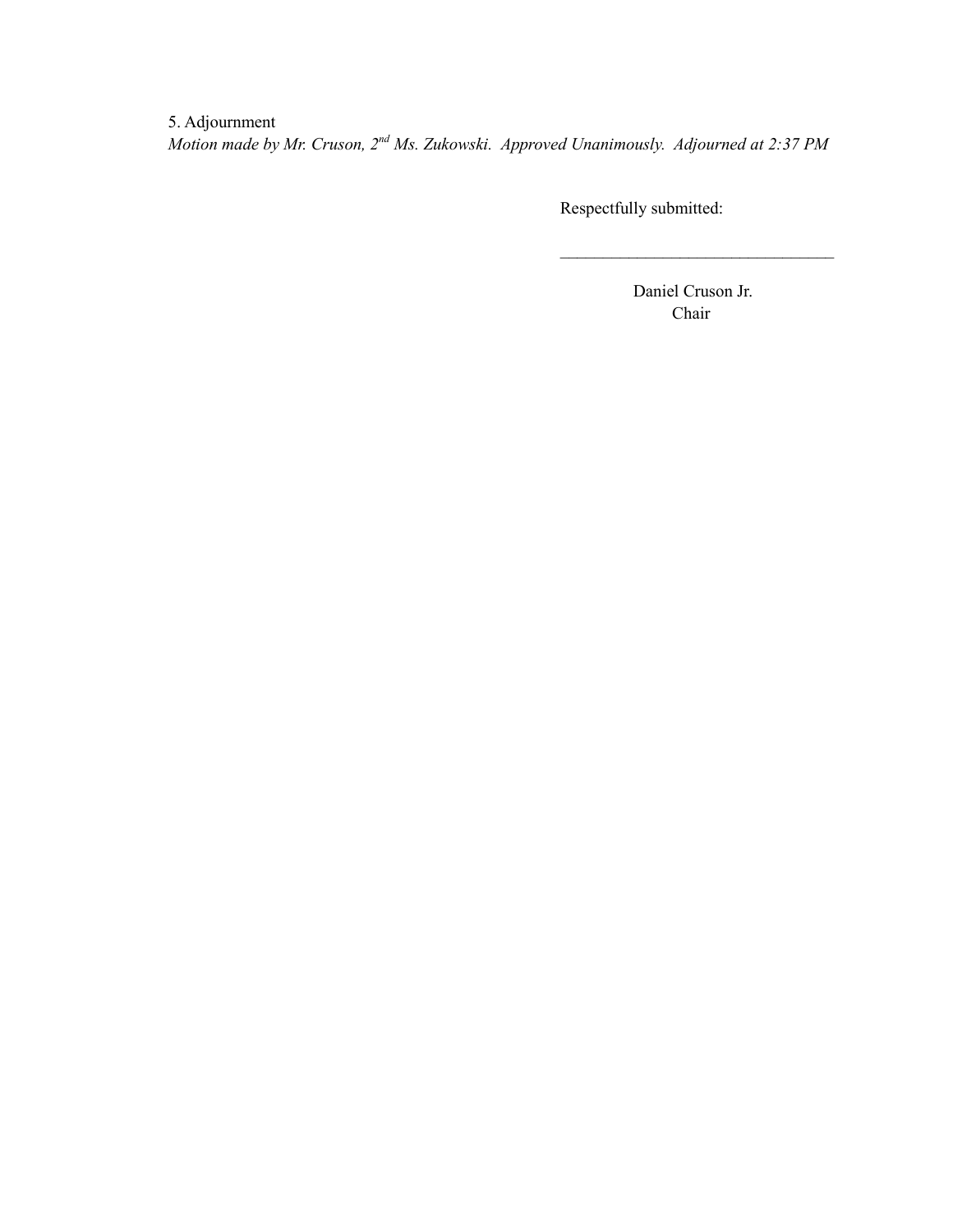5. Adjournment

*Motion made by Mr. Cruson, 2nd Ms. Zukowski. Approved Unanimously. Adjourned at 2:37 PM*

Respectfully submitted:

\_\_\_\_\_\_\_\_\_\_\_\_\_\_\_\_\_\_\_\_\_\_\_\_\_\_\_\_\_\_\_\_

Daniel Cruson Jr.
Chair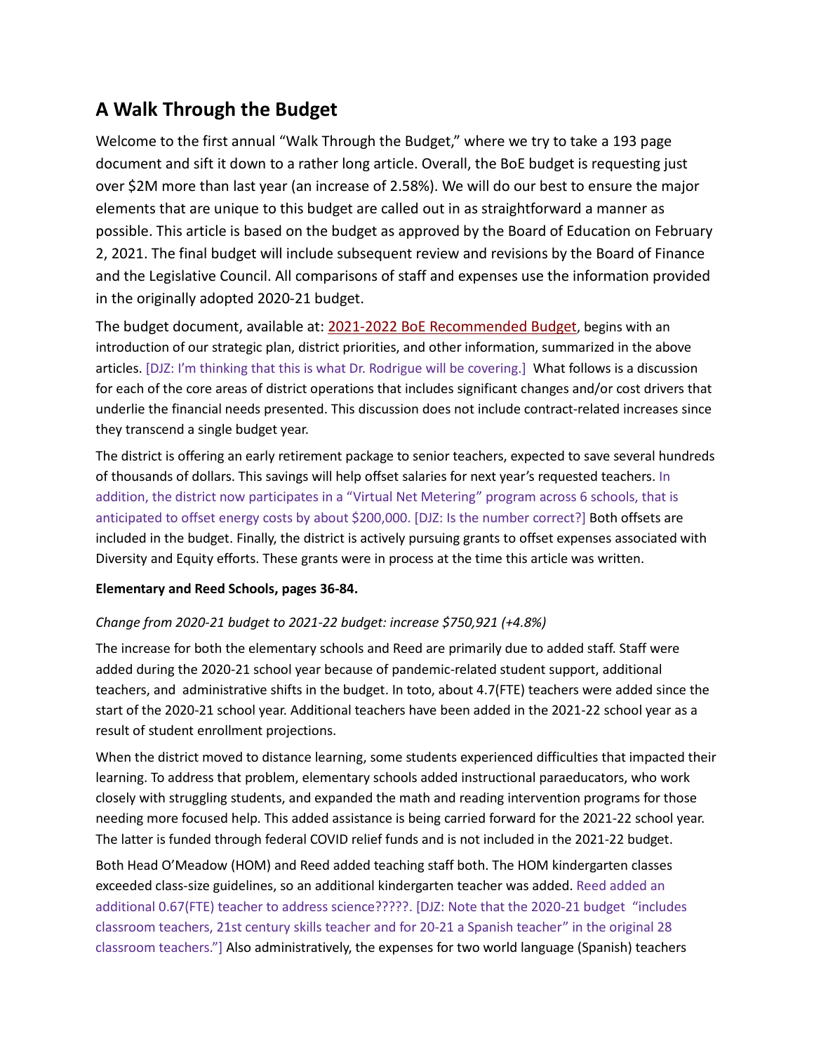## A Walk Through the Budget

Welcome to the first annual "Walk Through the Budget," where we try to take a 193 page document and sift it down to a rather long article. Overall, the BoE budget is requesting just over $2M more than last year (an increase of 2.58%). We will do our best to ensure the major elements that are unique to this budget are called out in as straightforward a manner as possible. This article is based on the budget as approved by the Board of Education on February 2, 2021. The final budget will include subsequent review and revisions by the Board of Finance and the Legislative Council. All comparisons of staff and expenses use the information provided in the originally adopted 2020-21 budget.

The budget document, available at: 2021-2022 BoE Recommended Budget, begins with an introduction of our strategic plan, district priorities, and other information, summarized in the above articles. [DJZ: I'm thinking that this is what Dr. Rodrigue will be covering.] What follows is a discussion for each of the core areas of district operations that includes significant changes and/or cost drivers that underlie the financial needs presented. This discussion does not include contract-related increases since they transcend a single budget year.

The district is offering an early retirement package to senior teachers, expected to save several hundreds of thousands of dollars. This savings will help offset salaries for next year's requested teachers. In addition, the district now participates in a "Virtual Net Metering" program across 6 schools, that is anticipated to offset energy costs by about $200,000. [DJZ: Is the number correct?] Both offsets are included in the budget. Finally, the district is actively pursuing grants to offset expenses associated with Diversity and Equity efforts. These grants were in process at the time this article was written.

**Elementary and Reed Schools, pages 36-84.**

*Change from 2020-21 budget to 2021-22 budget: increase $750,921 (+4.8%)*

The increase for both the elementary schools and Reed are primarily due to added staff. Staff were added during the 2020-21 school year because of pandemic-related student support, additional teachers, and administrative shifts in the budget. In toto, about 4.7(FTE) teachers were added since the start of the 2020-21 school year. Additional teachers have been added in the 2021-22 school year as a result of student enrollment projections.

When the district moved to distance learning, some students experienced difficulties that impacted their learning. To address that problem, elementary schools added instructional paraeducators, who work closely with struggling students, and expanded the math and reading intervention programs for those needing more focused help. This added assistance is being carried forward for the 2021-22 school year. The latter is funded through federal COVID relief funds and is not included in the 2021-22 budget.

Both Head O'Meadow (HOM) and Reed added teaching staff both. The HOM kindergarten classes exceeded class-size guidelines, so an additional kindergarten teacher was added. Reed added an additional 0.67(FTE) teacher to address science?????. [DJZ: Note that the 2020-21 budget "includes classroom teachers, 21st century skills teacher and for 20-21 a Spanish teacher" in the original 28 classroom teachers."] Also administratively, the expenses for two world language (Spanish) teachers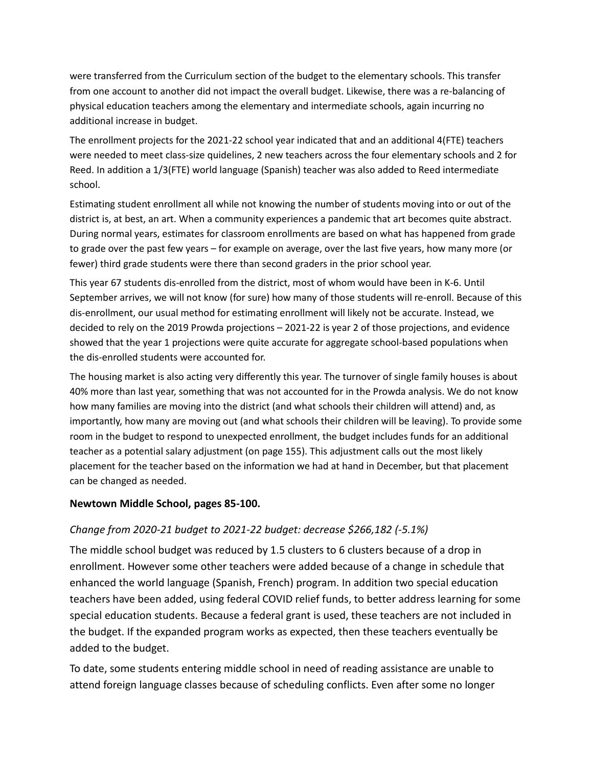were transferred from the Curriculum section of the budget to the elementary schools. This transfer from one account to another did not impact the overall budget. Likewise, there was a re-balancing of physical education teachers among the elementary and intermediate schools, again incurring no additional increase in budget.

The enrollment projects for the 2021-22 school year indicated that and an additional 4(FTE) teachers were needed to meet class-size quidelines, 2 new teachers across the four elementary schools and 2 for Reed. In addition a 1/3(FTE) world language (Spanish) teacher was also added to Reed intermediate school.

Estimating student enrollment all while not knowing the number of students moving into or out of the district is, at best, an art. When a community experiences a pandemic that art becomes quite abstract. During normal years, estimates for classroom enrollments are based on what has happened from grade to grade over the past few years – for example on average, over the last five years, how many more (or fewer) third grade students were there than second graders in the prior school year.

This year 67 students dis-enrolled from the district, most of whom would have been in K-6. Until September arrives, we will not know (for sure) how many of those students will re-enroll. Because of this dis-enrollment, our usual method for estimating enrollment will likely not be accurate. Instead, we decided to rely on the 2019 Prowda projections – 2021-22 is year 2 of those projections, and evidence showed that the year 1 projections were quite accurate for aggregate school-based populations when the dis-enrolled students were accounted for.

The housing market is also acting very differently this year. The turnover of single family houses is about 40% more than last year, something that was not accounted for in the Prowda analysis. We do not know how many families are moving into the district (and what schools their children will attend) and, as importantly, how many are moving out (and what schools their children will be leaving). To provide some room in the budget to respond to unexpected enrollment, the budget includes funds for an additional teacher as a potential salary adjustment (on page 155). This adjustment calls out the most likely placement for the teacher based on the information we had at hand in December, but that placement can be changed as needed.

### Newtown Middle School, pages 85-100.

*Change from 2020-21 budget to 2021-22 budget: decrease $266,182 (-5.1%)*

The middle school budget was reduced by 1.5 clusters to 6 clusters because of a drop in enrollment. However some other teachers were added because of a change in schedule that enhanced the world language (Spanish, French) program. In addition two special education teachers have been added, using federal COVID relief funds, to better address learning for some special education students. Because a federal grant is used, these teachers are not included in the budget. If the expanded program works as expected, then these teachers eventually be added to the budget.

To date, some students entering middle school in need of reading assistance are unable to attend foreign language classes because of scheduling conflicts. Even after some no longer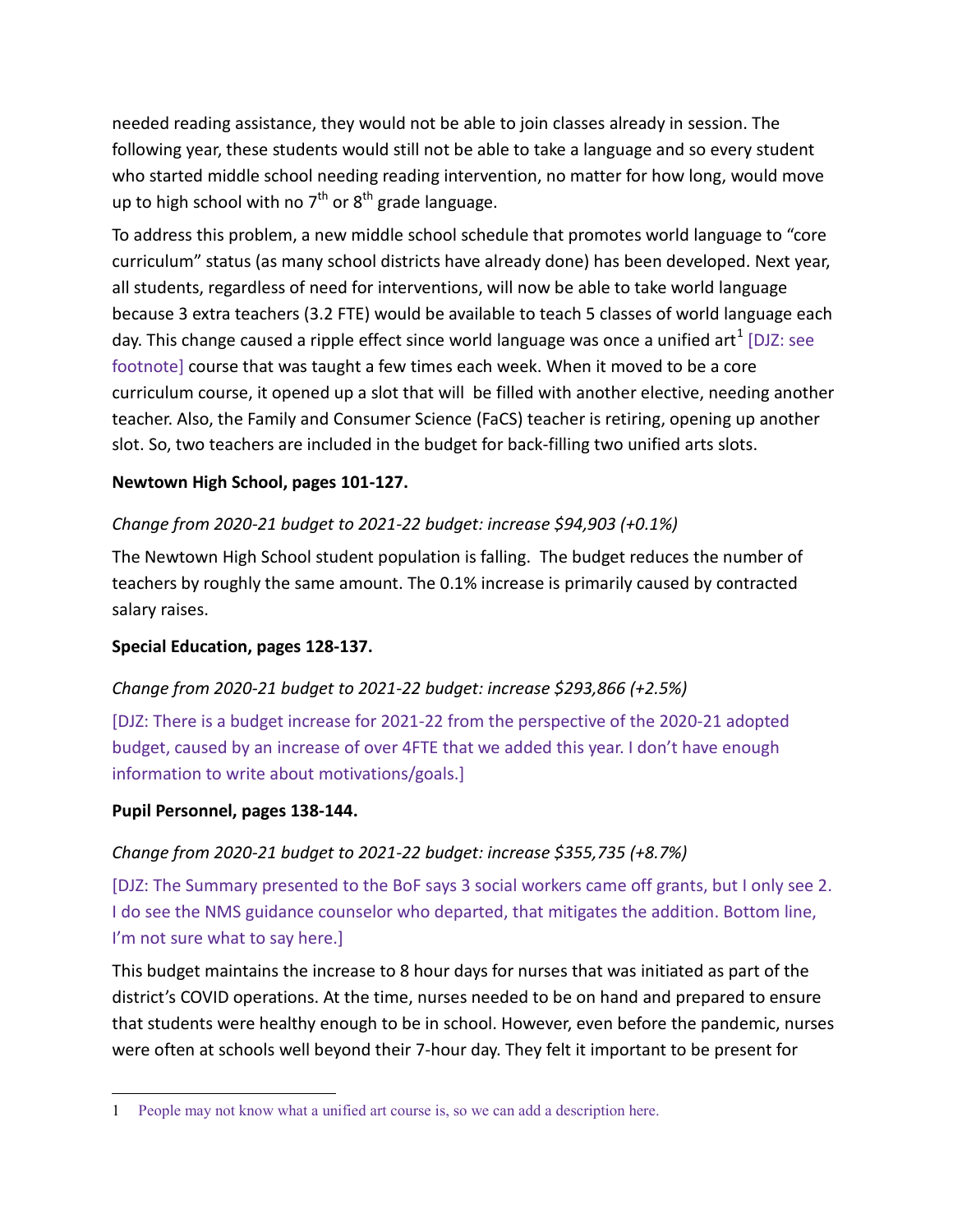needed reading assistance, they would not be able to join classes already in session. The following year, these students would still not be able to take a language and so every student who started middle school needing reading intervention, no matter for how long, would move up to high school with no 7th or 8th grade language.

To address this problem, a new middle school schedule that promotes world language to "core curriculum" status (as many school districts have already done) has been developed. Next year, all students, regardless of need for interventions, will now be able to take world language because 3 extra teachers (3.2 FTE) would be available to teach 5 classes of world language each day. This change caused a ripple effect since world language was once a unified art[1] [DJZ: see footnote] course that was taught a few times each week. When it moved to be a core curriculum course, it opened up a slot that will be filled with another elective, needing another teacher. Also, the Family and Consumer Science (FaCS) teacher is retiring, opening up another slot. So, two teachers are included in the budget for back-filling two unified arts slots.

**Newtown High School, pages 101-127.**

*Change from 2020-21 budget to 2021-22 budget: increase $94,903 (+0.1%)*

The Newtown High School student population is falling. The budget reduces the number of teachers by roughly the same amount. The 0.1% increase is primarily caused by contracted salary raises.

**Special Education, pages 128-137.**

*Change from 2020-21 budget to 2021-22 budget: increase $293,866 (+2.5%)*

[DJZ: There is a budget increase for 2021-22 from the perspective of the 2020-21 adopted budget, caused by an increase of over 4FTE that we added this year. I don't have enough information to write about motivations/goals.]

**Pupil Personnel, pages 138-144.**

*Change from 2020-21 budget to 2021-22 budget: increase $355,735 (+8.7%)*

[DJZ: The Summary presented to the BoF says 3 social workers came off grants, but I only see 2. I do see the NMS guidance counselor who departed, that mitigates the addition. Bottom line, I'm not sure what to say here.]

This budget maintains the increase to 8 hour days for nurses that was initiated as part of the district's COVID operations. At the time, nurses needed to be on hand and prepared to ensure that students were healthy enough to be in school. However, even before the pandemic, nurses were often at schools well beyond their 7-hour day. They felt it important to be present for

---

[1] People may not know what a unified art course is, so we can add a description here.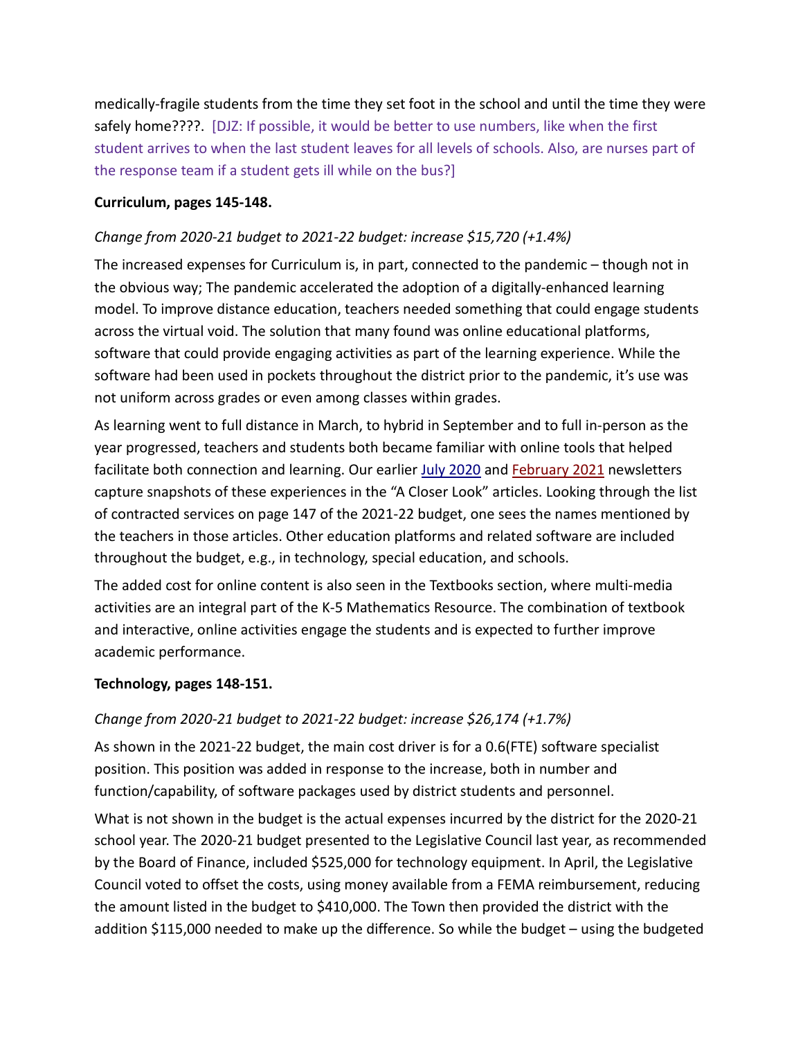medically-fragile students from the time they set foot in the school and until the time they were safely home????. [DJZ: If possible, it would be better to use numbers, like when the first student arrives to when the last student leaves for all levels of schools. Also, are nurses part of the response team if a student gets ill while on the bus?]

**Curriculum, pages 145-148.**

*Change from 2020-21 budget to 2021-22 budget: increase $15,720 (+1.4%)*

The increased expenses for Curriculum is, in part, connected to the pandemic – though not in the obvious way; The pandemic accelerated the adoption of a digitally-enhanced learning model. To improve distance education, teachers needed something that could engage students across the virtual void. The solution that many found was online educational platforms, software that could provide engaging activities as part of the learning experience. While the software had been used in pockets throughout the district prior to the pandemic, it's use was not uniform across grades or even among classes within grades.

As learning went to full distance in March, to hybrid in September and to full in-person as the year progressed, teachers and students both became familiar with online tools that helped facilitate both connection and learning. Our earlier July 2020 and February 2021 newsletters capture snapshots of these experiences in the "A Closer Look" articles. Looking through the list of contracted services on page 147 of the 2021-22 budget, one sees the names mentioned by the teachers in those articles. Other education platforms and related software are included throughout the budget, e.g., in technology, special education, and schools.

The added cost for online content is also seen in the Textbooks section, where multi-media activities are an integral part of the K-5 Mathematics Resource. The combination of textbook and interactive, online activities engage the students and is expected to further improve academic performance.

**Technology, pages 148-151.**

*Change from 2020-21 budget to 2021-22 budget: increase $26,174 (+1.7%)*

As shown in the 2021-22 budget, the main cost driver is for a 0.6(FTE) software specialist position. This position was added in response to the increase, both in number and function/capability, of software packages used by district students and personnel.

What is not shown in the budget is the actual expenses incurred by the district for the 2020-21 school year. The 2020-21 budget presented to the Legislative Council last year, as recommended by the Board of Finance, included $525,000 for technology equipment. In April, the Legislative Council voted to offset the costs, using money available from a FEMA reimbursement, reducing the amount listed in the budget to $410,000. The Town then provided the district with the addition $115,000 needed to make up the difference. So while the budget – using the budgeted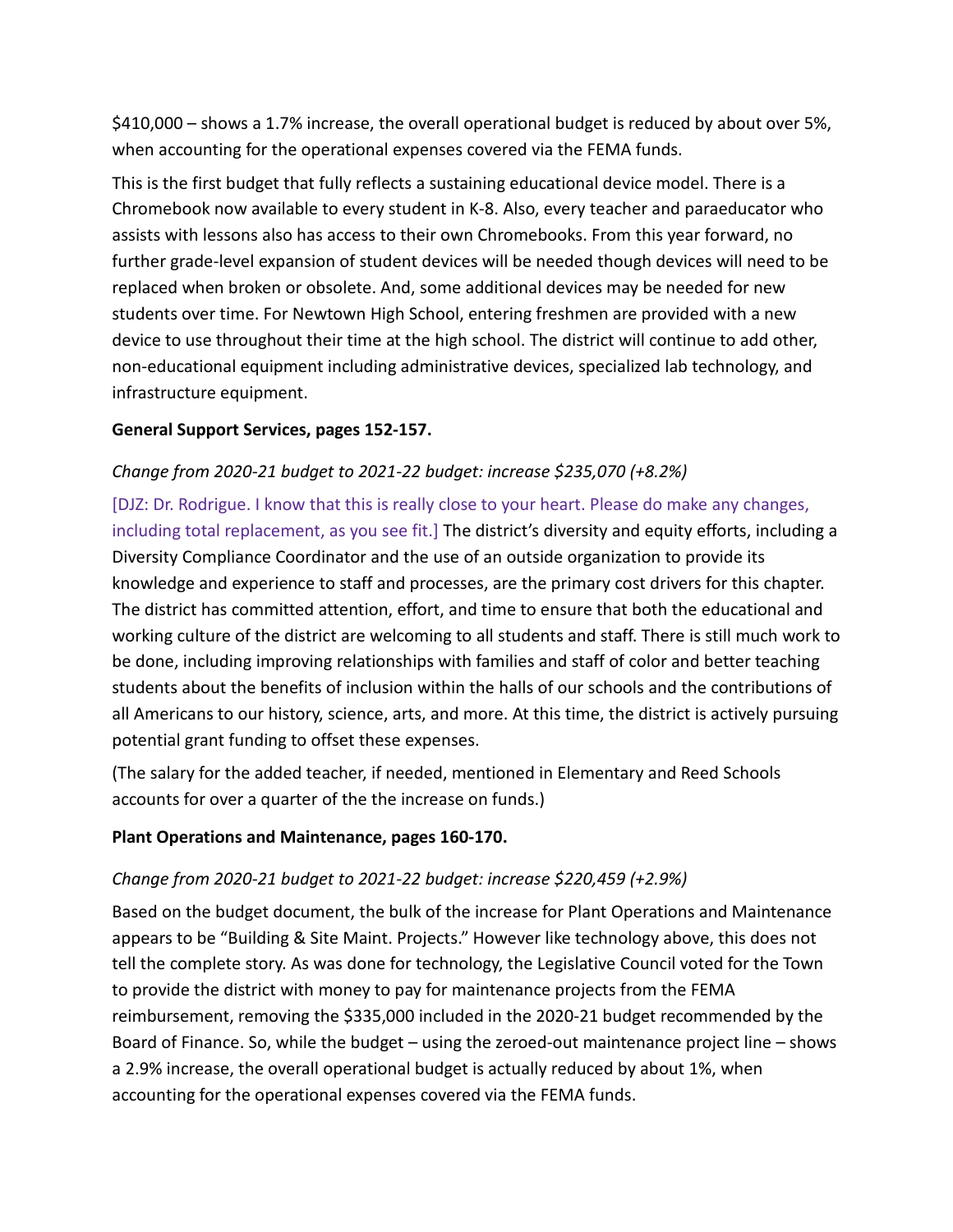$410,000 – shows a 1.7% increase, the overall operational budget is reduced by about over 5%, when accounting for the operational expenses covered via the FEMA funds.

This is the first budget that fully reflects a sustaining educational device model. There is a Chromebook now available to every student in K-8. Also, every teacher and paraeducator who assists with lessons also has access to their own Chromebooks. From this year forward, no further grade-level expansion of student devices will be needed though devices will need to be replaced when broken or obsolete. And, some additional devices may be needed for new students over time. For Newtown High School, entering freshmen are provided with a new device to use throughout their time at the high school. The district will continue to add other, non-educational equipment including administrative devices, specialized lab technology, and infrastructure equipment.

**General Support Services, pages 152-157.**

*Change from 2020-21 budget to 2021-22 budget: increase $235,070 (+8.2%)*

[DJZ: Dr. Rodrigue. I know that this is really close to your heart. Please do make any changes, including total replacement, as you see fit.] The district's diversity and equity efforts, including a Diversity Compliance Coordinator and the use of an outside organization to provide its knowledge and experience to staff and processes, are the primary cost drivers for this chapter. The district has committed attention, effort, and time to ensure that both the educational and working culture of the district are welcoming to all students and staff. There is still much work to be done, including improving relationships with families and staff of color and better teaching students about the benefits of inclusion within the halls of our schools and the contributions of all Americans to our history, science, arts, and more. At this time, the district is actively pursuing potential grant funding to offset these expenses.

(The salary for the added teacher, if needed, mentioned in Elementary and Reed Schools accounts for over a quarter of the the increase on funds.)

**Plant Operations and Maintenance, pages 160-170.**

*Change from 2020-21 budget to 2021-22 budget: increase $220,459 (+2.9%)*

Based on the budget document, the bulk of the increase for Plant Operations and Maintenance appears to be "Building & Site Maint. Projects." However like technology above, this does not tell the complete story. As was done for technology, the Legislative Council voted for the Town to provide the district with money to pay for maintenance projects from the FEMA reimbursement, removing the $335,000 included in the 2020-21 budget recommended by the Board of Finance. So, while the budget – using the zeroed-out maintenance project line – shows a 2.9% increase, the overall operational budget is actually reduced by about 1%, when accounting for the operational expenses covered via the FEMA funds.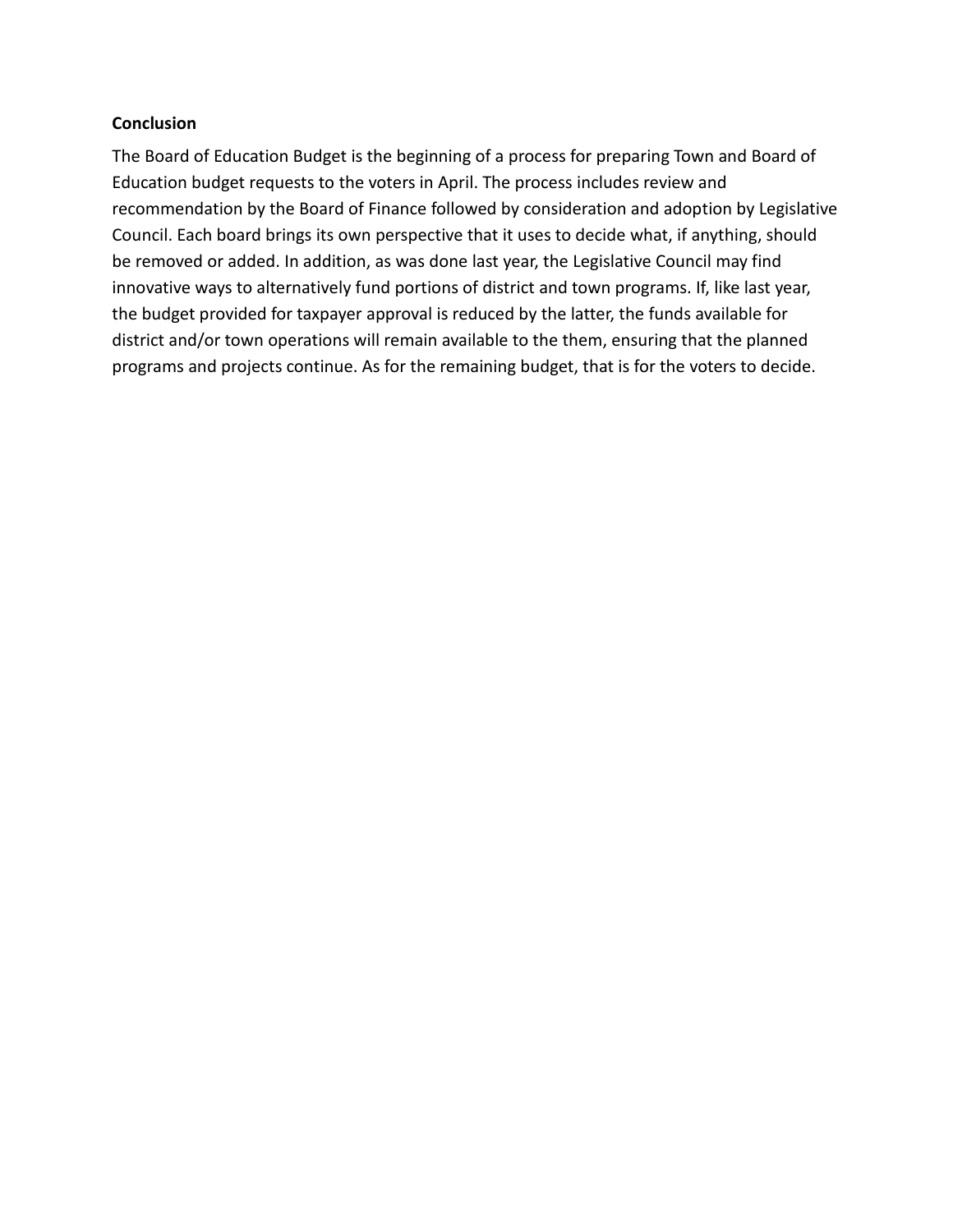**Conclusion**

The Board of Education Budget is the beginning of a process for preparing Town and Board of Education budget requests to the voters in April. The process includes review and recommendation by the Board of Finance followed by consideration and adoption by Legislative Council. Each board brings its own perspective that it uses to decide what, if anything, should be removed or added. In addition, as was done last year, the Legislative Council may find innovative ways to alternatively fund portions of district and town programs. If, like last year, the budget provided for taxpayer approval is reduced by the latter, the funds available for district and/or town operations will remain available to the them, ensuring that the planned programs and projects continue. As for the remaining budget, that is for the voters to decide.